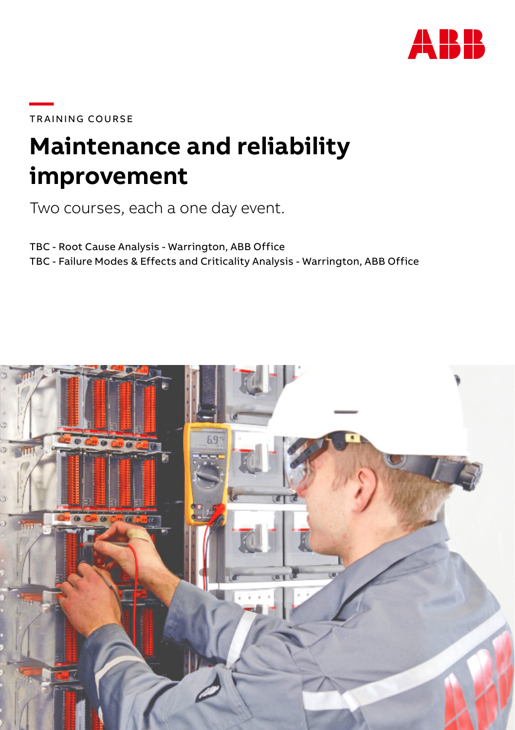TRAINING COURSE

# Maintenance and reliability improvement

Two courses, each a one day event.

TBC - Root Cause Analysis - Warrington, ABB Office
TBC - Failure Modes & Effects and Criticality Analysis - Warrington, ABB Office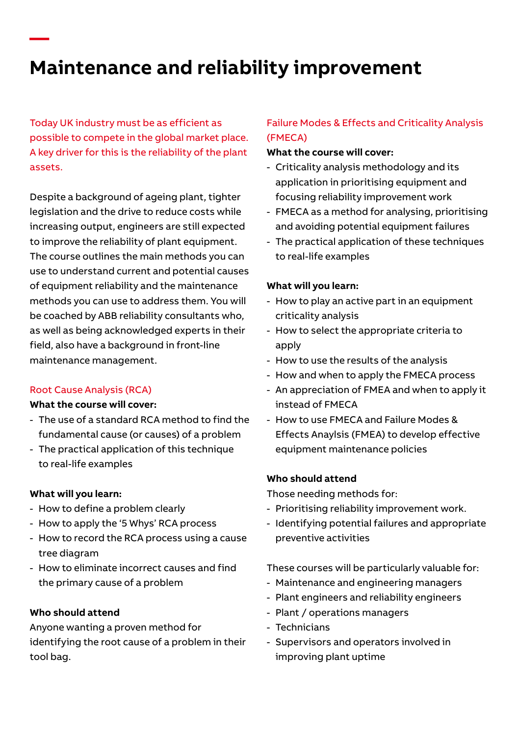# Maintenance and reliability improvement

Today UK industry must be as efficient as possible to compete in the global market place. A key driver for this is the reliability of the plant assets.

Despite a background of ageing plant, tighter legislation and the drive to reduce costs while increasing output, engineers are still expected to improve the reliability of plant equipment. The course outlines the main methods you can use to understand current and potential causes of equipment reliability and the maintenance methods you can use to address them. You will be coached by ABB reliability consultants who, as well as being acknowledged experts in their field, also have a background in front-line maintenance management.

## Root Cause Analysis (RCA)

**What the course will cover:**

- The use of a standard RCA method to find the fundamental cause (or causes) of a problem
- The practical application of this technique to real-life examples

**What will you learn:**

- How to define a problem clearly
- How to apply the '5 Whys' RCA process
- How to record the RCA process using a cause tree diagram
- How to eliminate incorrect causes and find the primary cause of a problem

**Who should attend**

Anyone wanting a proven method for identifying the root cause of a problem in their tool bag.

## Failure Modes & Effects and Criticality Analysis (FMECA)

**What the course will cover:**

- Criticality analysis methodology and its application in prioritising equipment and focusing reliability improvement work
- FMECA as a method for analysing, prioritising and avoiding potential equipment failures
- The practical application of these techniques to real-life examples

**What will you learn:**

- How to play an active part in an equipment criticality analysis
- How to select the appropriate criteria to apply
- How to use the results of the analysis
- How and when to apply the FMECA process
- An appreciation of FMEA and when to apply it instead of FMECA
- How to use FMECA and Failure Modes & Effects Anaylsis (FMEA) to develop effective equipment maintenance policies

**Who should attend**

Those needing methods for:

- Prioritising reliability improvement work.
- Identifying potential failures and appropriate preventive activities

These courses will be particularly valuable for:

- Maintenance and engineering managers
- Plant engineers and reliability engineers
- Plant / operations managers
- Technicians
- Supervisors and operators involved in improving plant uptime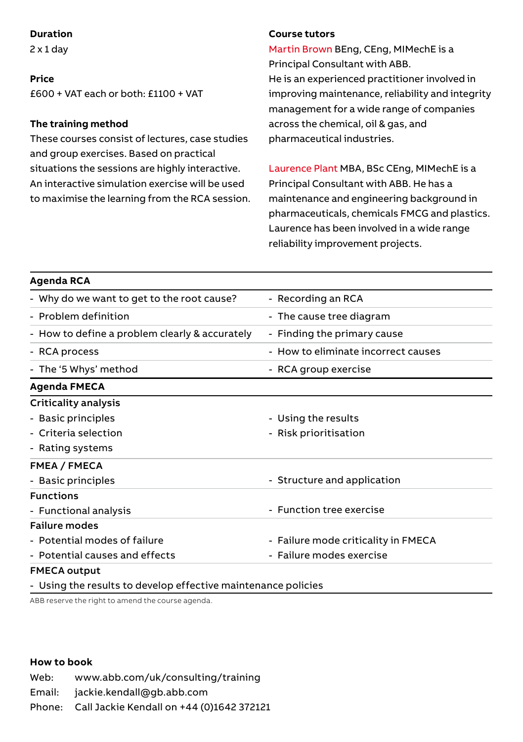**Duration**

2 x 1 day

**Price**

£600 + VAT each or both: £1100 + VAT

**The training method**

These courses consist of lectures, case studies and group exercises. Based on practical situations the sessions are highly interactive. An interactive simulation exercise will be used to maximise the learning from the RCA session.

**Course tutors**

Martin Brown BEng, CEng, MIMechE is a Principal Consultant with ABB.
He is an experienced practitioner involved in improving maintenance, reliability and integrity management for a wide range of companies across the chemical, oil & gas, and pharmaceutical industries.

Laurence Plant MBA, BSc CEng, MIMechE is a Principal Consultant with ABB. He has a maintenance and engineering background in pharmaceuticals, chemicals FMCG and plastics. Laurence has been involved in a wide range reliability improvement projects.

**Agenda RCA**

- Why do we want to get to the root cause?
- Problem definition
- How to define a problem clearly & accurately
- RCA process
- The '5 Whys' method
- Recording an RCA
- The cause tree diagram
- Finding the primary cause
- How to eliminate incorrect causes
- RCA group exercise

**Agenda FMECA**

**Criticality analysis**

- Basic principles
- Criteria selection
- Rating systems
- Using the results
- Risk prioritisation

**FMEA / FMECA**

- Basic principles
- Structure and application

**Functions**

- Functional analysis
- Function tree exercise

**Failure modes**

- Potential modes of failure
- Potential causes and effects
- Failure mode criticality in FMECA
- Failure modes exercise

**FMECA output**

- Using the results to develop effective maintenance policies

ABB reserve the right to amend the course agenda.

**How to book**

Web: www.abb.com/uk/consulting/training
Email: jackie.kendall@gb.abb.com
Phone: Call Jackie Kendall on +44 (0)1642 372121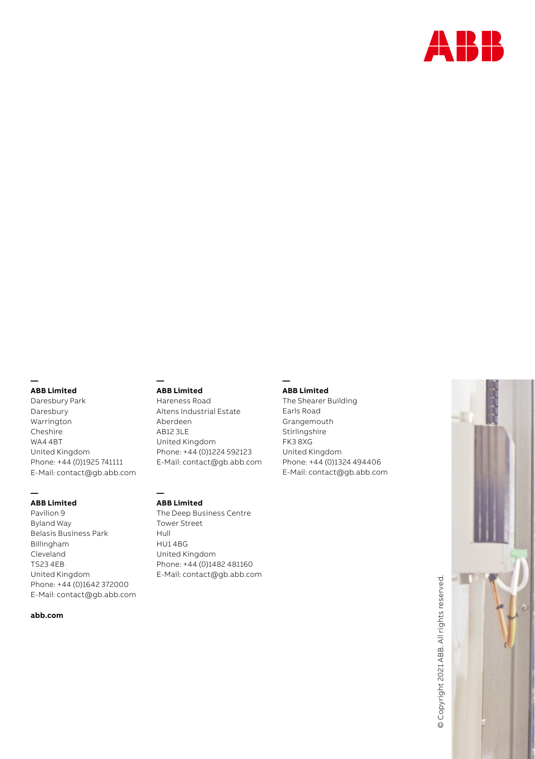**ABB Limited**
Daresbury Park
Daresbury
Warrington
Cheshire
WA4 4BT
United Kingdom
Phone: +44 (0)1925 741111
E-Mail: contact@gb.abb.com

**ABB Limited**
Hareness Road
Altens Industrial Estate
Aberdeen
AB12 3LE
United Kingdom
Phone: +44 (0)1224 592123
E-Mail: contact@gb.abb.com

**ABB Limited**
The Shearer Building
Earls Road
Grangemouth
Stirlingshire
FK3 8XG
United Kingdom
Phone: +44 (0)1324 494406
E-Mail: contact@gb.abb.com

**ABB Limited**
Pavilion 9
Byland Way
Belasis Business Park
Billingham
Cleveland
TS23 4EB
United Kingdom
Phone: +44 (0)1642 372000
E-Mail: contact@gb.abb.com

**ABB Limited**
The Deep Business Centre
Tower Street
Hull
HU1 4BG
United Kingdom
Phone: +44 (0)1482 481160
E-Mail: contact@gb.abb.com

**abb.com**

© Copyright 2021 ABB. All rights reserved.